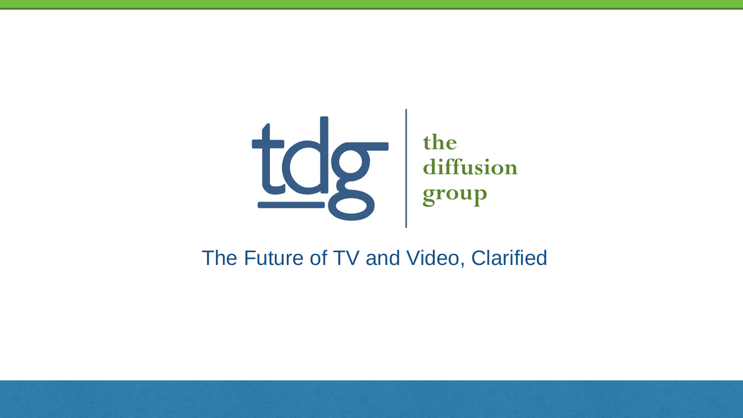tdg | the diffusion group

The Future of TV and Video, Clarified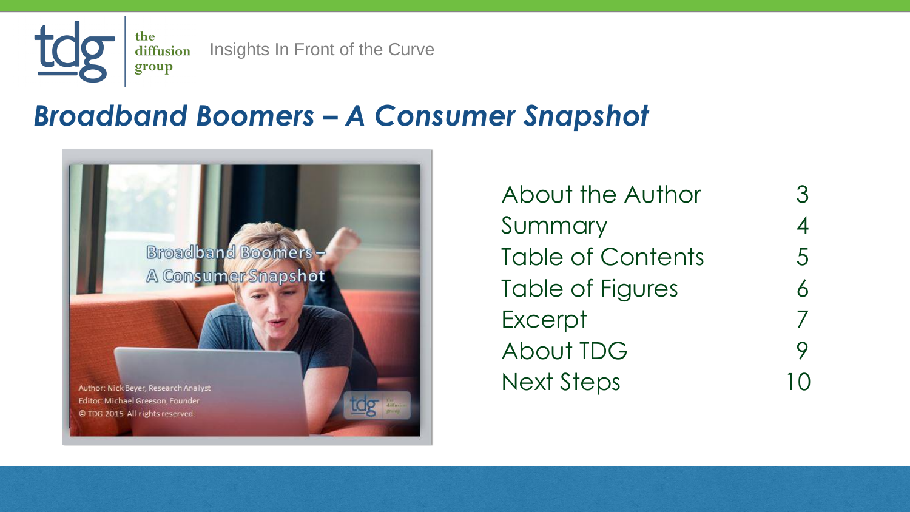# Broadband Boomers – A Consumer Snapshot

| | |
|---|---|
| About the Author | 3 |
| Summary | 4 |
| Table of Contents | 5 |
| Table of Figures | 6 |
| Excerpt | 7 |
| About TDG | 9 |
| Next Steps | 10 |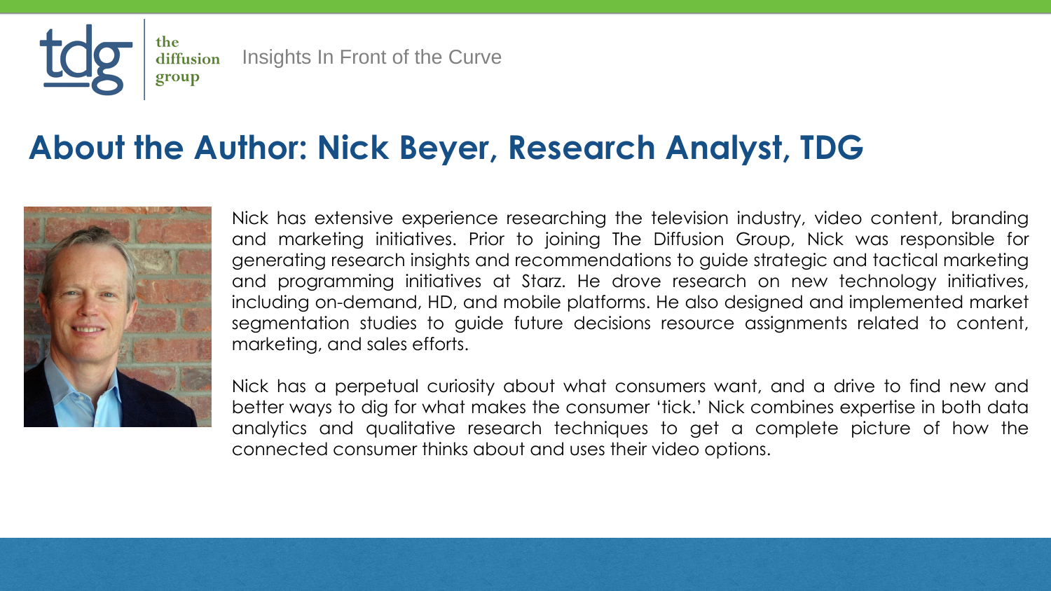# About the Author: Nick Beyer, Research Analyst, TDG

Nick has extensive experience researching the television industry, video content, branding and marketing initiatives. Prior to joining The Diffusion Group, Nick was responsible for generating research insights and recommendations to guide strategic and tactical marketing and programming initiatives at Starz. He drove research on new technology initiatives, including on-demand, HD, and mobile platforms. He also designed and implemented market segmentation studies to guide future decisions resource assignments related to content, marketing, and sales efforts.

Nick has a perpetual curiosity about what consumers want, and a drive to find new and better ways to dig for what makes the consumer 'tick.' Nick combines expertise in both data analytics and qualitative research techniques to get a complete picture of how the connected consumer thinks about and uses their video options.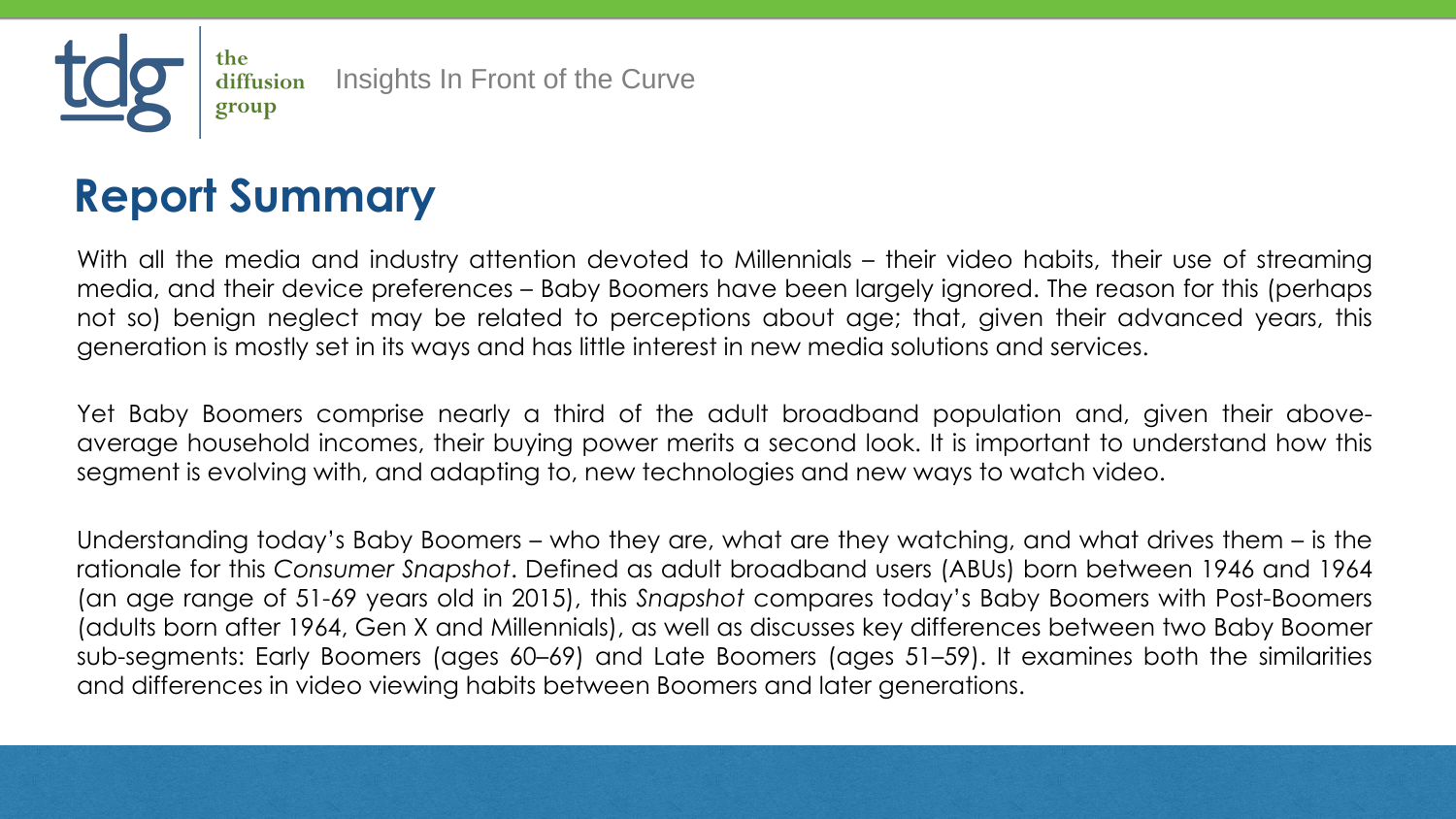## Report Summary

With all the media and industry attention devoted to Millennials – their video habits, their use of streaming media, and their device preferences – Baby Boomers have been largely ignored. The reason for this (perhaps not so) benign neglect may be related to perceptions about age; that, given their advanced years, this generation is mostly set in its ways and has little interest in new media solutions and services.

Yet Baby Boomers comprise nearly a third of the adult broadband population and, given their above-average household incomes, their buying power merits a second look. It is important to understand how this segment is evolving with, and adapting to, new technologies and new ways to watch video.

Understanding today's Baby Boomers – who they are, what are they watching, and what drives them – is the rationale for this *Consumer Snapshot*. Defined as adult broadband users (ABUs) born between 1946 and 1964 (an age range of 51-69 years old in 2015), this *Snapshot* compares today's Baby Boomers with Post-Boomers (adults born after 1964, Gen X and Millennials), as well as discusses key differences between two Baby Boomer sub-segments: Early Boomers (ages 60–69) and Late Boomers (ages 51–59). It examines both the similarities and differences in video viewing habits between Boomers and later generations.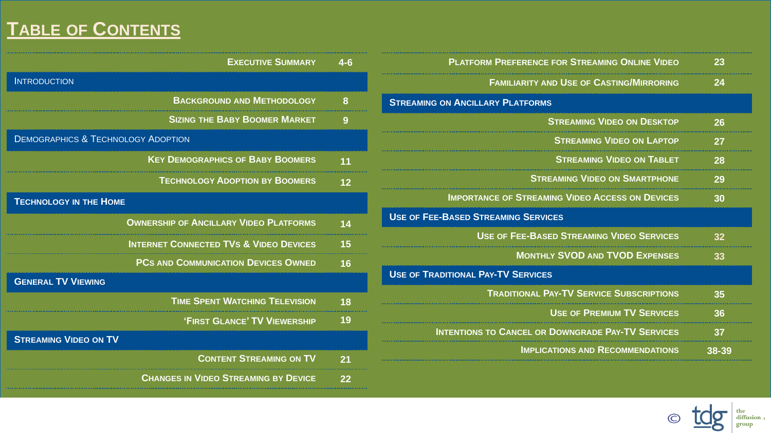# Table of Contents

| Section | Page |
| --- | --- |
| Executive Summary | 4-6 |
| **Introduction** | |
| Background and Methodology | 8 |
| Sizing the Baby Boomer Market | 9 |
| **Demographics & Technology Adoption** | |
| Key Demographics of Baby Boomers | 11 |
| Technology Adoption by Boomers | 12 |
| **Technology in the Home** | |
| Ownership of Ancillary Video Platforms | 14 |
| Internet Connected TVs & Video Devices | 15 |
| PCs and Communication Devices Owned | 16 |
| **General TV Viewing** | |
| Time Spent Watching Television | 18 |
| 'First Glance' TV Viewership | 19 |
| **Streaming Video on TV** | |
| Content Streaming on TV | 21 |
| Changes in Video Streaming by Device | 22 |
| Platform Preference for Streaming Online Video | 23 |
| Familiarity and Use of Casting/Mirroring | 24 |
| **Streaming on Ancillary Platforms** | |
| Streaming Video on Desktop | 26 |
| Streaming Video on Laptop | 27 |
| Streaming Video on Tablet | 28 |
| Streaming Video on Smartphone | 29 |
| Importance of Streaming Video Access on Devices | 30 |
| **Use of Fee-Based Streaming Services** | |
| Use of Fee-Based Streaming Video Services | 32 |
| Monthly SVOD and TVOD Expenses | 33 |
| **Use of Traditional Pay-TV Services** | |
| Traditional Pay-TV Service Subscriptions | 35 |
| Use of Premium TV Services | 36 |
| Intentions to Cancel or Downgrade Pay-TV Services | 37 |
| Implications and Recommendations | 38-39 |

© tdg the diffusion group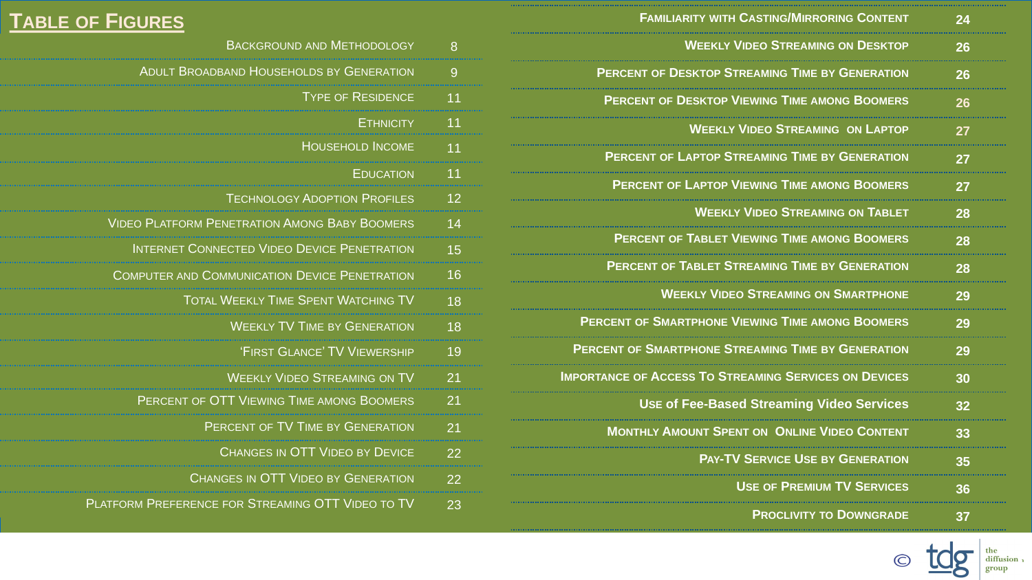## Table of Figures

| Figure | Page |
|---|---|
| Background and Methodology | 8 |
| Adult Broadband Households by Generation | 9 |
| Type of Residence | 11 |
| Ethnicity | 11 |
| Household Income | 11 |
| Education | 11 |
| Technology Adoption Profiles | 12 |
| Video Platform Penetration Among Baby Boomers | 14 |
| Internet Connected Video Device Penetration | 15 |
| Computer and Communication Device Penetration | 16 |
| Total Weekly Time Spent Watching TV | 18 |
| Weekly TV Time by Generation | 18 |
| 'First Glance' TV Viewership | 19 |
| Weekly Video Streaming on TV | 21 |
| Percent of OTT Viewing Time among Boomers | 21 |
| Percent of TV Time by Generation | 21 |
| Changes in OTT Video by Device | 22 |
| Changes in OTT Video by Generation | 22 |
| Platform Preference for Streaming OTT Video to TV | 23 |
| Familiarity with Casting/Mirroring Content | 24 |
| Weekly Video Streaming on Desktop | 26 |
| Percent of Desktop Streaming Time by Generation | 26 |
| Percent of Desktop Viewing Time among Boomers | 26 |
| Weekly Video Streaming on Laptop | 27 |
| Percent of Laptop Streaming Time by Generation | 27 |
| Percent of Laptop Viewing Time among Boomers | 27 |
| Weekly Video Streaming on Tablet | 28 |
| Percent of Tablet Viewing Time among Boomers | 28 |
| Percent of Tablet Streaming Time by Generation | 28 |
| Weekly Video Streaming on Smartphone | 29 |
| Percent of Smartphone Viewing Time among Boomers | 29 |
| Percent of Smartphone Streaming Time by Generation | 29 |
| Importance of Access To Streaming Services on Devices | 30 |
| Use of Fee-Based Streaming Video Services | 32 |
| Monthly Amount Spent on Online Video Content | 33 |
| Pay-TV Service Use by Generation | 35 |
| Use of Premium TV Services | 36 |
| Proclivity to Downgrade | 37 |

© tdg the diffusion group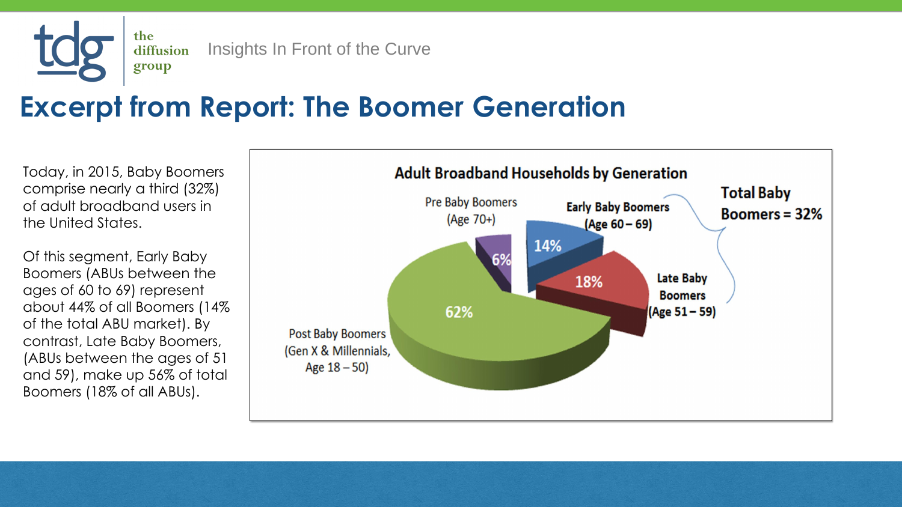# Excerpt from Report: The Boomer Generation

Today, in 2015, Baby Boomers comprise nearly a third (32%) of adult broadband users in the United States.

Of this segment, Early Baby Boomers (ABUs between the ages of 60 to 69) represent about 44% of all Boomers (14% of the total ABU market). By contrast, Late Baby Boomers, (ABUs between the ages of 51 and 59), make up 56% of total Boomers (18% of all ABUs).

**Adult Broadband Households by Generation**

| Generation | Share |
| --- | --- |
| Pre Baby Boomers (Age 70+) | 6% |
| Early Baby Boomers (Age 60 – 69) | 14% |
| Late Baby Boomers (Age 51 – 59) | 18% |
| Post Baby Boomers (Gen X & Millennials, Age 18 – 50) | 62% |

Total Baby Boomers = 32%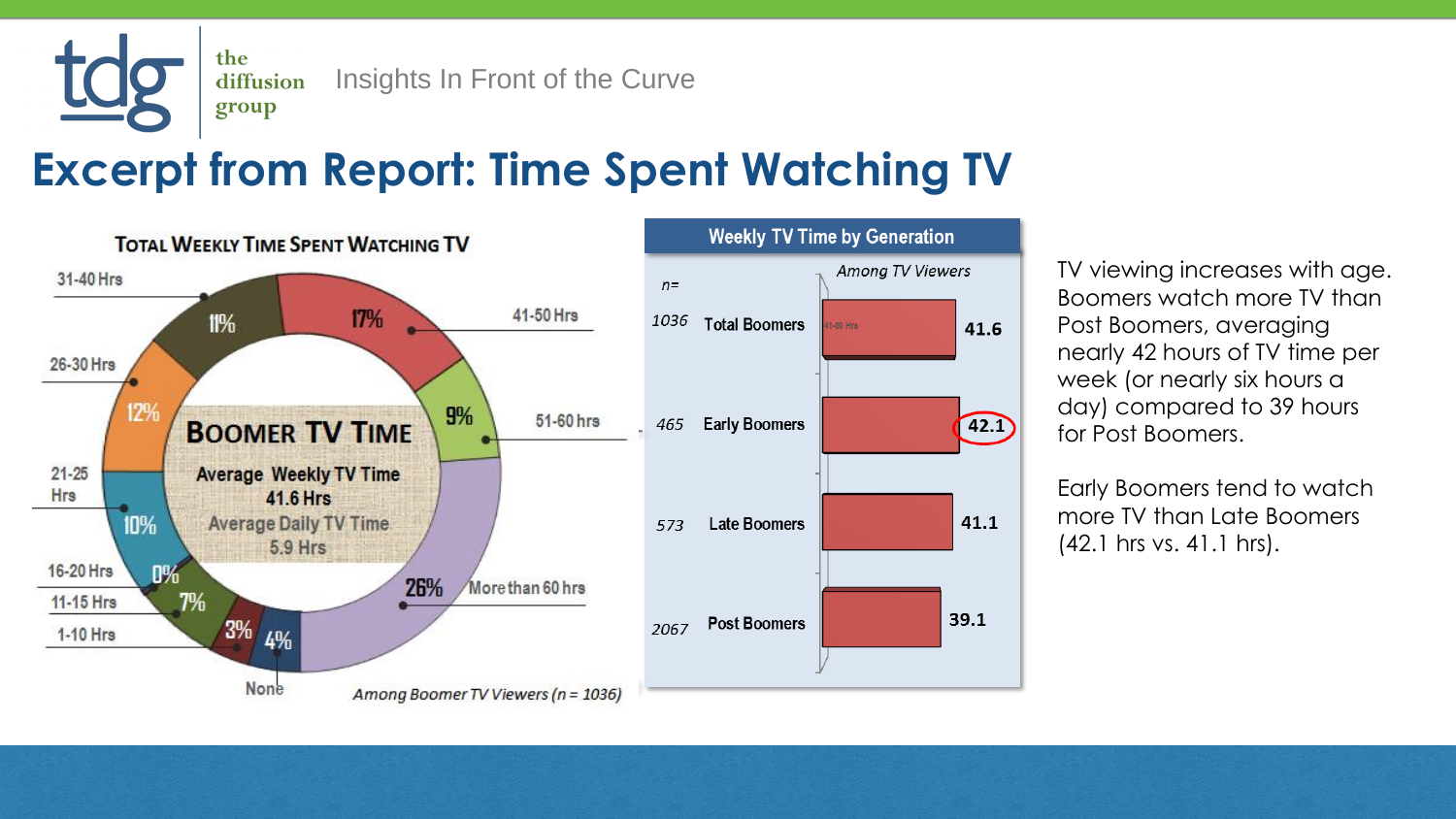# Excerpt from Report: Time Spent Watching TV

**Total Weekly Time Spent Watching TV**

**Boomer TV Time**

Average Weekly TV Time
41.6 Hrs

Average Daily TV Time
5.9 Hrs

| Hours | % |
|---|---|
| None | 4% |
| 1-10 Hrs | 3% |
| 11-15 Hrs | 7% |
| 16-20 Hrs | 0% |
| 21-25 Hrs | 10% |
| 26-30 Hrs | 12% |
| 31-40 Hrs | 11% |
| 41-50 Hrs | 17% |
| 51-60 hrs | 9% |
| More than 60 hrs | 26% |

*Among Boomer TV Viewers (n = 1036)*

**Weekly TV Time by Generation**

*Among TV Viewers*

| n= | Generation | Hours |
|---|---|---|
| 1036 | Total Boomers | 41.6 |
| 465 | Early Boomers | 42.1 |
| 573 | Late Boomers | 41.1 |
| 2067 | Post Boomers | 39.1 |

TV viewing increases with age. Boomers watch more TV than Post Boomers, averaging nearly 42 hours of TV time per week (or nearly six hours a day) compared to 39 hours for Post Boomers.

Early Boomers tend to watch more TV than Late Boomers (42.1 hrs vs. 41.1 hrs).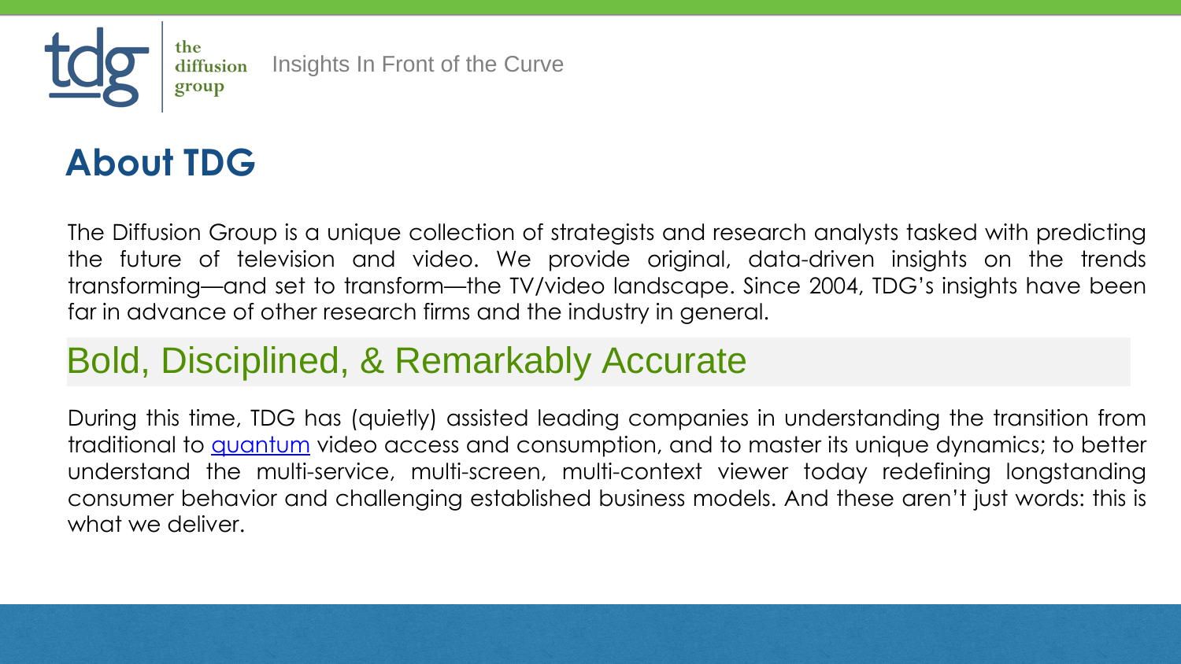# About TDG

The Diffusion Group is a unique collection of strategists and research analysts tasked with predicting the future of television and video. We provide original, data-driven insights on the trends transforming—and set to transform—the TV/video landscape. Since 2004, TDG's insights have been far in advance of other research firms and the industry in general.

## Bold, Disciplined, & Remarkably Accurate

During this time, TDG has (quietly) assisted leading companies in understanding the transition from traditional to quantum video access and consumption, and to master its unique dynamics; to better understand the multi-service, multi-screen, multi-context viewer today redefining longstanding consumer behavior and challenging established business models. And these aren't just words: this is what we deliver.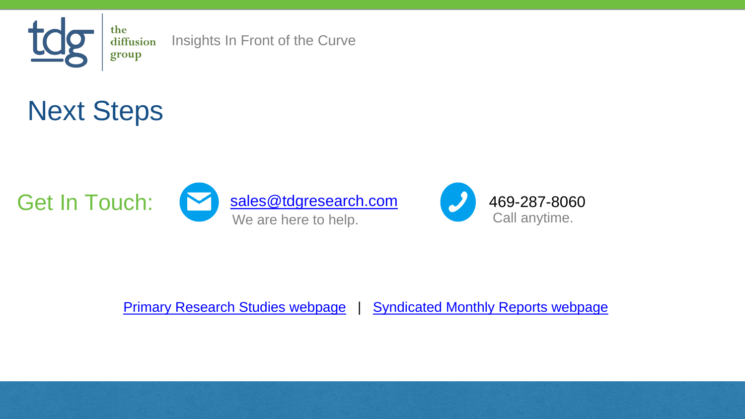the diffusion group

Insights In Front of the Curve

# Next Steps

Get In Touch:

sales@tdgresearch.com
We are here to help.

469-287-8060
Call anytime.

Primary Research Studies webpage | Syndicated Monthly Reports webpage